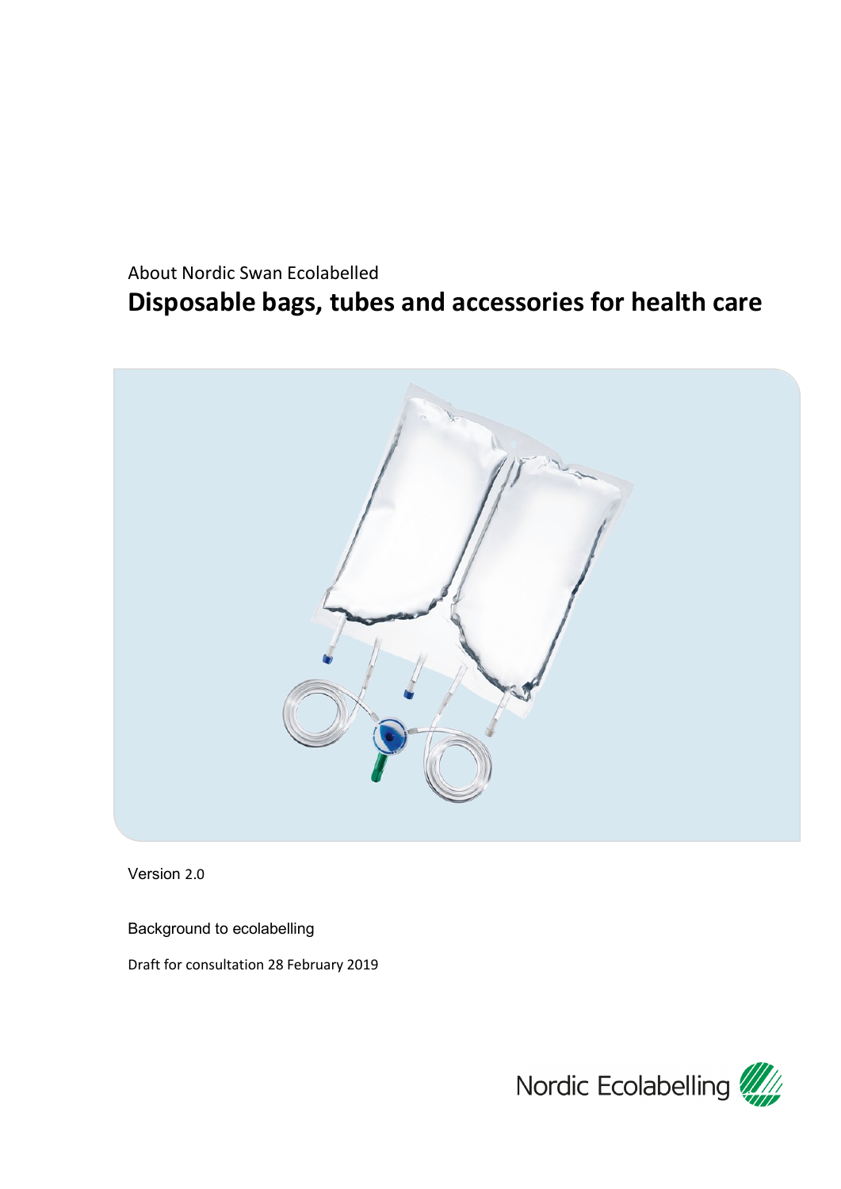About Nordic Swan Ecolabelled

# Disposable bags, tubes and accessories for health care

Version 2.0

Background to ecolabelling

Draft for consultation 28 February 2019

Nordic Ecolabelling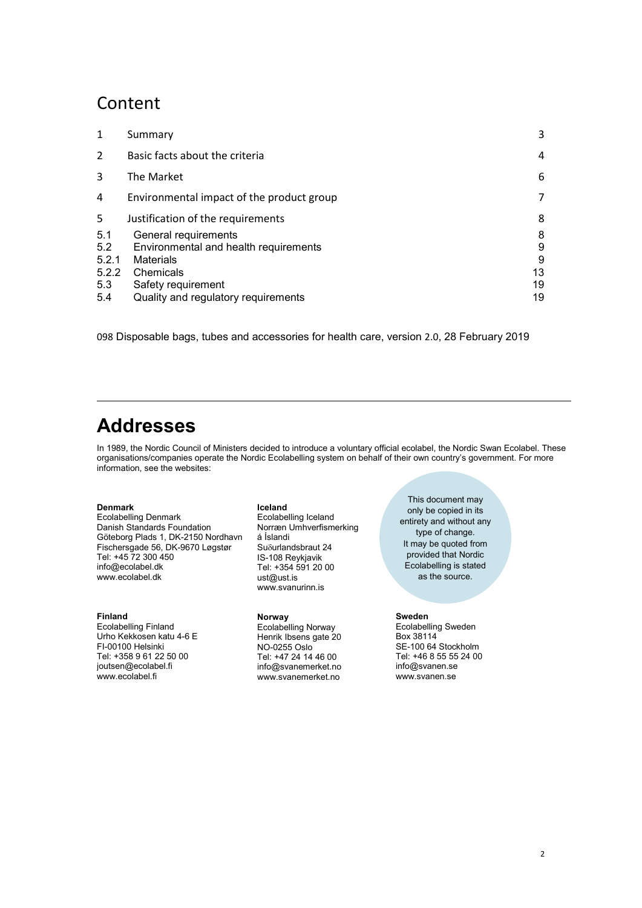## Content

| | | |
|---|---|---|
| 1 | Summary | 3 |
| 2 | Basic facts about the criteria | 4 |
| 3 | The Market | 6 |
| 4 | Environmental impact of the product group | 7 |
| 5 | Justification of the requirements | 8 |
| 5.1 | General requirements | 8 |
| 5.2 | Environmental and health requirements | 9 |
| 5.2.1 | Materials | 9 |
| 5.2.2 | Chemicals | 13 |
| 5.3 | Safety requirement | 19 |
| 5.4 | Quality and regulatory requirements | 19 |

098 Disposable bags, tubes and accessories for health care, version 2.0, 28 February 2019

---

# Addresses

In 1989, the Nordic Council of Ministers decided to introduce a voluntary official ecolabel, the Nordic Swan Ecolabel. These organisations/companies operate the Nordic Ecolabelling system on behalf of their own country's government. For more information, see the websites:

**Denmark**
Ecolabelling Denmark
Danish Standards Foundation
Göteborg Plads 1, DK-2150 Nordhavn
Fischersgade 56, DK-9670 Løgstør
Tel: +45 72 300 450
info@ecolabel.dk
www.ecolabel.dk

**Iceland**
Ecolabelling Iceland
Norræn Umhverfismerking á Íslandi
Suðurlandsbraut 24
IS-108 Reykjavik
Tel: +354 591 20 00
ust@ust.is
www.svanurinn.is

This document may only be copied in its entirety and without any type of change. It may be quoted from provided that Nordic Ecolabelling is stated as the source.

**Finland**
Ecolabelling Finland
Urho Kekkosen katu 4-6 E
FI-00100 Helsinki
Tel: +358 9 61 22 50 00
joutsen@ecolabel.fi
www.ecolabel.fi

**Norway**
Ecolabelling Norway
Henrik Ibsens gate 20
NO-0255 Oslo
Tel: +47 24 14 46 00
info@svanemerket.no
www.svanemerket.no

**Sweden**
Ecolabelling Sweden
Box 38114
SE-100 64 Stockholm
Tel: +46 8 55 55 24 00
info@svanen.se
www.svanen.se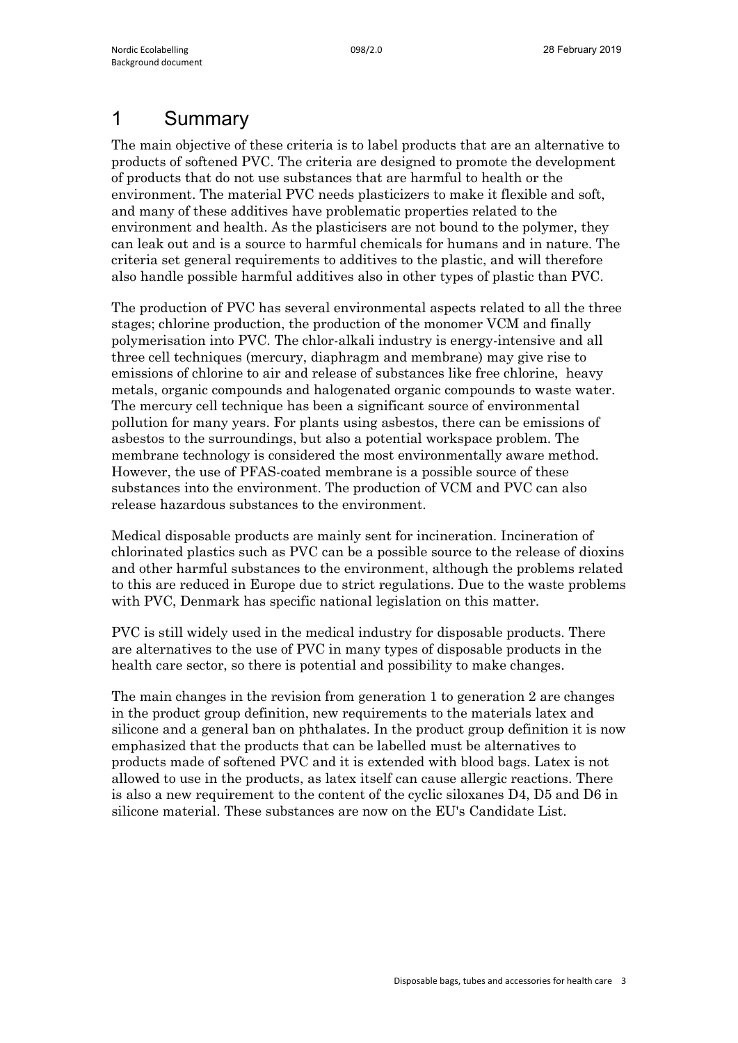# 1 Summary

The main objective of these criteria is to label products that are an alternative to products of softened PVC. The criteria are designed to promote the development of products that do not use substances that are harmful to health or the environment. The material PVC needs plasticizers to make it flexible and soft, and many of these additives have problematic properties related to the environment and health. As the plasticisers are not bound to the polymer, they can leak out and is a source to harmful chemicals for humans and in nature. The criteria set general requirements to additives to the plastic, and will therefore also handle possible harmful additives also in other types of plastic than PVC.

The production of PVC has several environmental aspects related to all the three stages; chlorine production, the production of the monomer VCM and finally polymerisation into PVC. The chlor-alkali industry is energy-intensive and all three cell techniques (mercury, diaphragm and membrane) may give rise to emissions of chlorine to air and release of substances like free chlorine, heavy metals, organic compounds and halogenated organic compounds to waste water. The mercury cell technique has been a significant source of environmental pollution for many years. For plants using asbestos, there can be emissions of asbestos to the surroundings, but also a potential workspace problem. The membrane technology is considered the most environmentally aware method. However, the use of PFAS-coated membrane is a possible source of these substances into the environment. The production of VCM and PVC can also release hazardous substances to the environment.

Medical disposable products are mainly sent for incineration. Incineration of chlorinated plastics such as PVC can be a possible source to the release of dioxins and other harmful substances to the environment, although the problems related to this are reduced in Europe due to strict regulations. Due to the waste problems with PVC, Denmark has specific national legislation on this matter.

PVC is still widely used in the medical industry for disposable products. There are alternatives to the use of PVC in many types of disposable products in the health care sector, so there is potential and possibility to make changes.

The main changes in the revision from generation 1 to generation 2 are changes in the product group definition, new requirements to the materials latex and silicone and a general ban on phthalates. In the product group definition it is now emphasized that the products that can be labelled must be alternatives to products made of softened PVC and it is extended with blood bags. Latex is not allowed to use in the products, as latex itself can cause allergic reactions. There is also a new requirement to the content of the cyclic siloxanes D4, D5 and D6 in silicone material. These substances are now on the EU's Candidate List.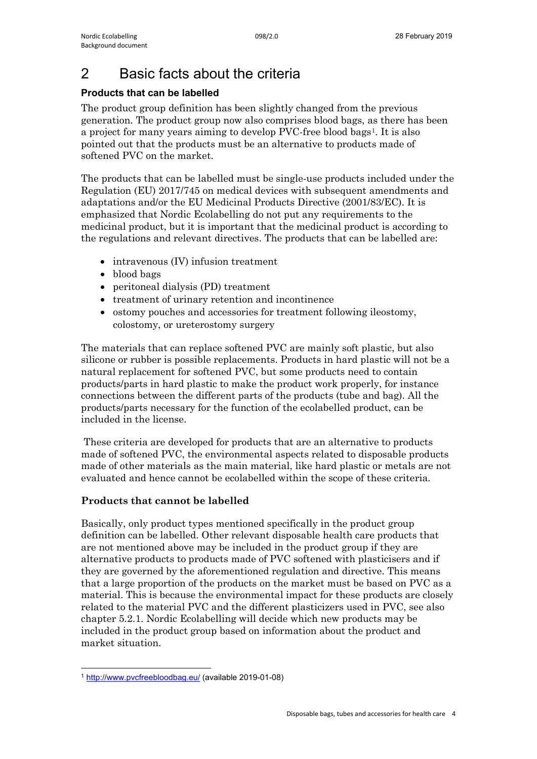# 2 Basic facts about the criteria

### Products that can be labelled

The product group definition has been slightly changed from the previous generation. The product group now also comprises blood bags, as there has been a project for many years aiming to develop PVC-free blood bags[1]. It is also pointed out that the products must be an alternative to products made of softened PVC on the market.

The products that can be labelled must be single-use products included under the Regulation (EU) 2017/745 on medical devices with subsequent amendments and adaptations and/or the EU Medicinal Products Directive (2001/83/EC). It is emphasized that Nordic Ecolabelling do not put any requirements to the medicinal product, but it is important that the medicinal product is according to the regulations and relevant directives. The products that can be labelled are:

- intravenous (IV) infusion treatment
- blood bags
- peritoneal dialysis (PD) treatment
- treatment of urinary retention and incontinence
- ostomy pouches and accessories for treatment following ileostomy, colostomy, or ureterostomy surgery

The materials that can replace softened PVC are mainly soft plastic, but also silicone or rubber is possible replacements. Products in hard plastic will not be a natural replacement for softened PVC, but some products need to contain products/parts in hard plastic to make the product work properly, for instance connections between the different parts of the products (tube and bag). All the products/parts necessary for the function of the ecolabelled product, can be included in the license.

These criteria are developed for products that are an alternative to products made of softened PVC, the environmental aspects related to disposable products made of other materials as the main material, like hard plastic or metals are not evaluated and hence cannot be ecolabelled within the scope of these criteria.

### Products that cannot be labelled

Basically, only product types mentioned specifically in the product group definition can be labelled. Other relevant disposable health care products that are not mentioned above may be included in the product group if they are alternative products to products made of PVC softened with plasticisers and if they are governed by the aforementioned regulation and directive. This means that a large proportion of the products on the market must be based on PVC as a material. This is because the environmental impact for these products are closely related to the material PVC and the different plasticizers used in PVC, see also chapter 5.2.1. Nordic Ecolabelling will decide which new products may be included in the product group based on information about the product and market situation.

[1] http://www.pvcfreebloodbag.eu/ (available 2019-01-08)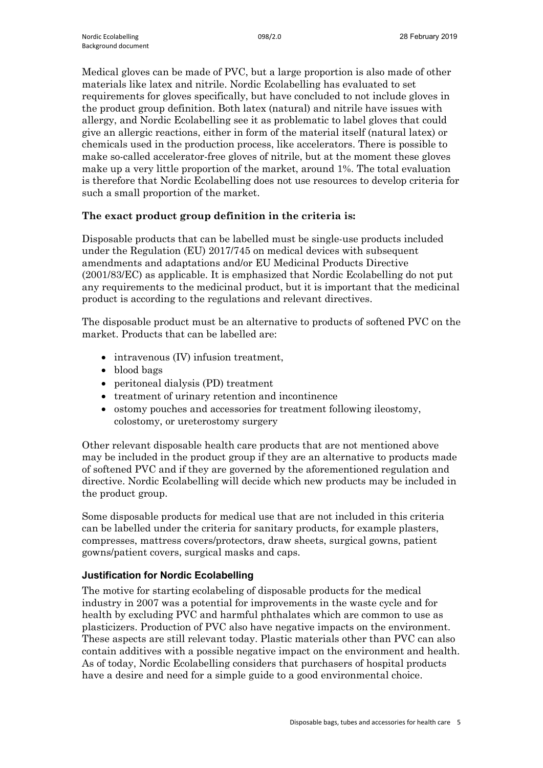Medical gloves can be made of PVC, but a large proportion is also made of other materials like latex and nitrile. Nordic Ecolabelling has evaluated to set requirements for gloves specifically, but have concluded to not include gloves in the product group definition. Both latex (natural) and nitrile have issues with allergy, and Nordic Ecolabelling see it as problematic to label gloves that could give an allergic reactions, either in form of the material itself (natural latex) or chemicals used in the production process, like accelerators. There is possible to make so-called accelerator-free gloves of nitrile, but at the moment these gloves make up a very little proportion of the market, around 1%. The total evaluation is therefore that Nordic Ecolabelling does not use resources to develop criteria for such a small proportion of the market.

**The exact product group definition in the criteria is:**

Disposable products that can be labelled must be single-use products included under the Regulation (EU) 2017/745 on medical devices with subsequent amendments and adaptations and/or EU Medicinal Products Directive (2001/83/EC) as applicable. It is emphasized that Nordic Ecolabelling do not put any requirements to the medicinal product, but it is important that the medicinal product is according to the regulations and relevant directives.

The disposable product must be an alternative to products of softened PVC on the market. Products that can be labelled are:

- intravenous (IV) infusion treatment,
- blood bags
- peritoneal dialysis (PD) treatment
- treatment of urinary retention and incontinence
- ostomy pouches and accessories for treatment following ileostomy, colostomy, or ureterostomy surgery

Other relevant disposable health care products that are not mentioned above may be included in the product group if they are an alternative to products made of softened PVC and if they are governed by the aforementioned regulation and directive. Nordic Ecolabelling will decide which new products may be included in the product group.

Some disposable products for medical use that are not included in this criteria can be labelled under the criteria for sanitary products, for example plasters, compresses, mattress covers/protectors, draw sheets, surgical gowns, patient gowns/patient covers, surgical masks and caps.

### Justification for Nordic Ecolabelling

The motive for starting ecolabeling of disposable products for the medical industry in 2007 was a potential for improvements in the waste cycle and for health by excluding PVC and harmful phthalates which are common to use as plasticizers. Production of PVC also have negative impacts on the environment. These aspects are still relevant today. Plastic materials other than PVC can also contain additives with a possible negative impact on the environment and health. As of today, Nordic Ecolabelling considers that purchasers of hospital products have a desire and need for a simple guide to a good environmental choice.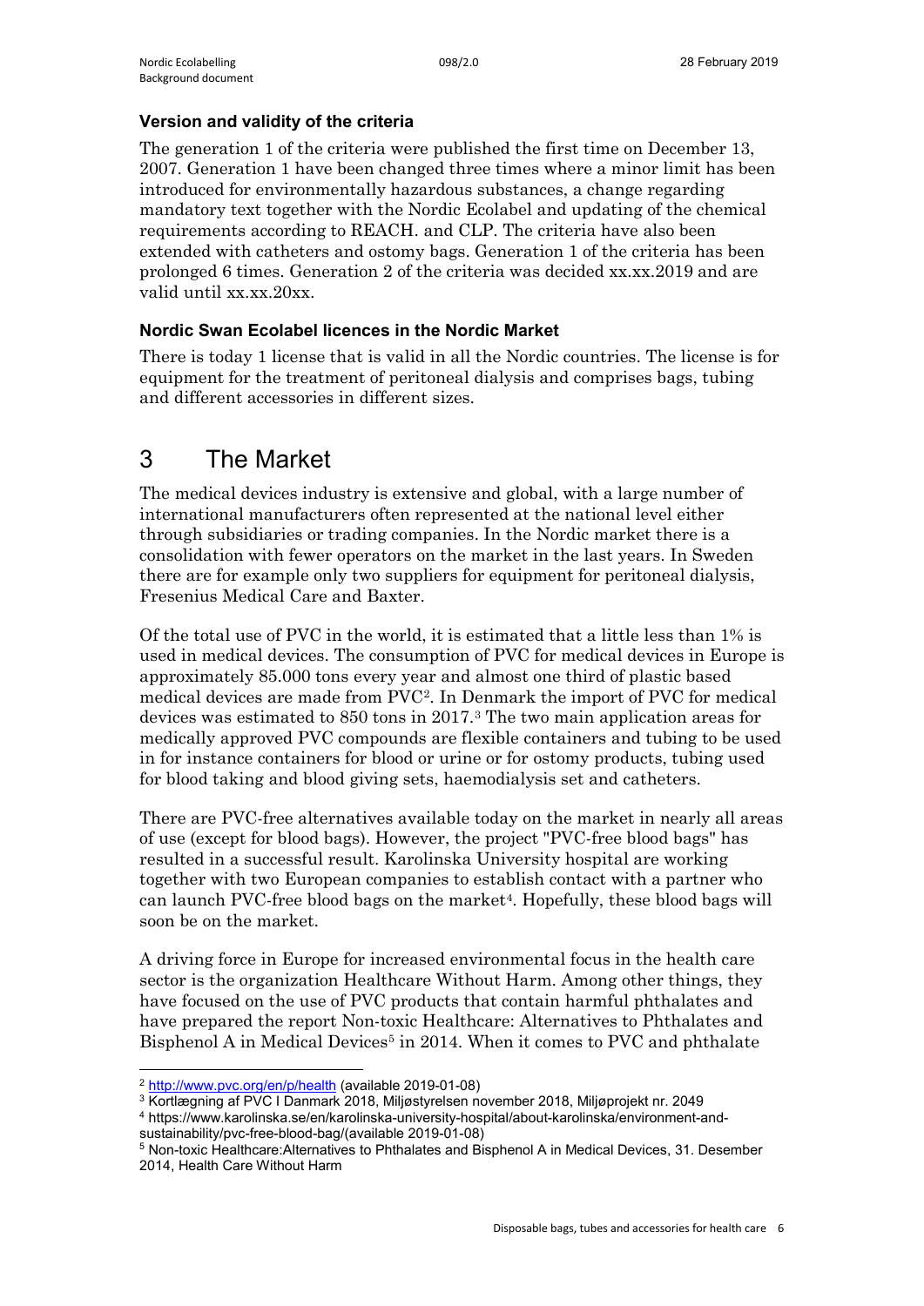### Version and validity of the criteria

The generation 1 of the criteria were published the first time on December 13, 2007. Generation 1 have been changed three times where a minor limit has been introduced for environmentally hazardous substances, a change regarding mandatory text together with the Nordic Ecolabel and updating of the chemical requirements according to REACH. and CLP. The criteria have also been extended with catheters and ostomy bags. Generation 1 of the criteria has been prolonged 6 times. Generation 2 of the criteria was decided xx.xx.2019 and are valid until xx.xx.20xx.

### Nordic Swan Ecolabel licences in the Nordic Market

There is today 1 license that is valid in all the Nordic countries. The license is for equipment for the treatment of peritoneal dialysis and comprises bags, tubing and different accessories in different sizes.

# 3 The Market

The medical devices industry is extensive and global, with a large number of international manufacturers often represented at the national level either through subsidiaries or trading companies. In the Nordic market there is a consolidation with fewer operators on the market in the last years. In Sweden there are for example only two suppliers for equipment for peritoneal dialysis, Fresenius Medical Care and Baxter.

Of the total use of PVC in the world, it is estimated that a little less than 1% is used in medical devices. The consumption of PVC for medical devices in Europe is approximately 85.000 tons every year and almost one third of plastic based medical devices are made from PVC[2]. In Denmark the import of PVC for medical devices was estimated to 850 tons in 2017.[3] The two main application areas for medically approved PVC compounds are flexible containers and tubing to be used in for instance containers for blood or urine or for ostomy products, tubing used for blood taking and blood giving sets, haemodialysis set and catheters.

There are PVC-free alternatives available today on the market in nearly all areas of use (except for blood bags). However, the project "PVC-free blood bags" has resulted in a successful result. Karolinska University hospital are working together with two European companies to establish contact with a partner who can launch PVC-free blood bags on the market[4]. Hopefully, these blood bags will soon be on the market.

A driving force in Europe for increased environmental focus in the health care sector is the organization Healthcare Without Harm. Among other things, they have focused on the use of PVC products that contain harmful phthalates and have prepared the report Non-toxic Healthcare: Alternatives to Phthalates and Bisphenol A in Medical Devices[5] in 2014. When it comes to PVC and phthalate

---

[2] http://www.pvc.org/en/p/health (available 2019-01-08)

[3] Kortlægning af PVC I Danmark 2018, Miljøstyrelsen november 2018, Miljøprojekt nr. 2049

[4] https://www.karolinska.se/en/karolinska-university-hospital/about-karolinska/environment-and-sustainability/pvc-free-blood-bag/(available 2019-01-08)

[5] Non-toxic Healthcare:Alternatives to Phthalates and Bisphenol A in Medical Devices, 31. Desember 2014, Health Care Without Harm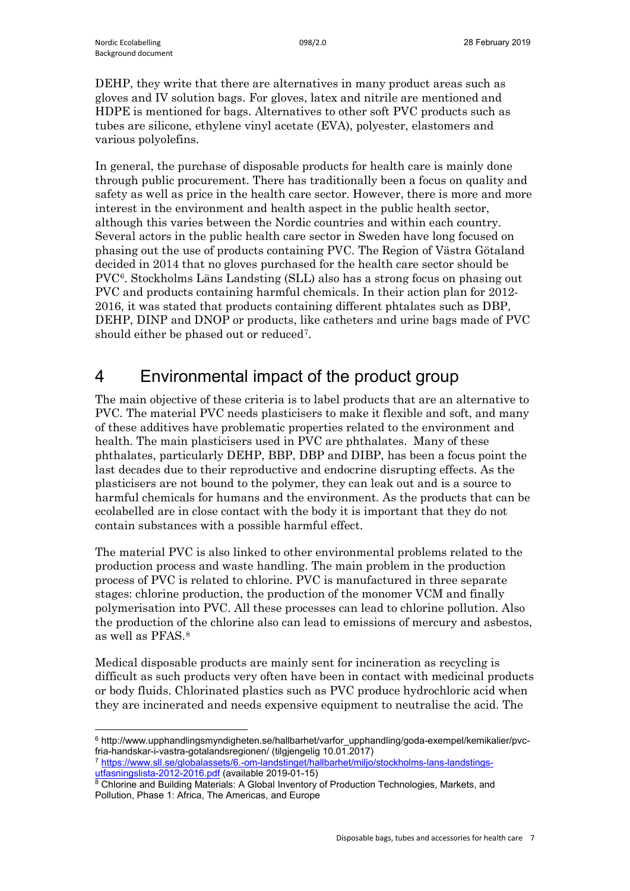DEHP, they write that there are alternatives in many product areas such as gloves and IV solution bags. For gloves, latex and nitrile are mentioned and HDPE is mentioned for bags. Alternatives to other soft PVC products such as tubes are silicone, ethylene vinyl acetate (EVA), polyester, elastomers and various polyolefins.

In general, the purchase of disposable products for health care is mainly done through public procurement. There has traditionally been a focus on quality and safety as well as price in the health care sector. However, there is more and more interest in the environment and health aspect in the public health sector, although this varies between the Nordic countries and within each country. Several actors in the public health care sector in Sweden have long focused on phasing out the use of products containing PVC. The Region of Västra Götaland decided in 2014 that no gloves purchased for the health care sector should be PVC[6]. Stockholms Läns Landsting (SLL) also has a strong focus on phasing out PVC and products containing harmful chemicals. In their action plan for 2012-2016, it was stated that products containing different phtalates such as DBP, DEHP, DINP and DNOP or products, like catheters and urine bags made of PVC should either be phased out or reduced[7].

# 4 Environmental impact of the product group

The main objective of these criteria is to label products that are an alternative to PVC. The material PVC needs plasticisers to make it flexible and soft, and many of these additives have problematic properties related to the environment and health. The main plasticisers used in PVC are phthalates. Many of these phthalates, particularly DEHP, BBP, DBP and DIBP, has been a focus point the last decades due to their reproductive and endocrine disrupting effects. As the plasticisers are not bound to the polymer, they can leak out and is a source to harmful chemicals for humans and the environment. As the products that can be ecolabelled are in close contact with the body it is important that they do not contain substances with a possible harmful effect.

The material PVC is also linked to other environmental problems related to the production process and waste handling. The main problem in the production process of PVC is related to chlorine. PVC is manufactured in three separate stages: chlorine production, the production of the monomer VCM and finally polymerisation into PVC. All these processes can lead to chlorine pollution. Also the production of the chlorine also can lead to emissions of mercury and asbestos, as well as PFAS.[8]

Medical disposable products are mainly sent for incineration as recycling is difficult as such products very often have been in contact with medicinal products or body fluids. Chlorinated plastics such as PVC produce hydrochloric acid when they are incinerated and needs expensive equipment to neutralise the acid. The

---

[6] http://www.upphandlingsmyndigheten.se/hallbarhet/varfor_upphandling/goda-exempel/kemikalier/pvc-fria-handskar-i-vastra-gotalandsregionen/ (tilgjengelig 10.01.2017)

[7] https://www.sll.se/globalassets/6.-om-landstinget/hallbarhet/miljo/stockholms-lans-landstings-utfasningslista-2012-2016.pdf (available 2019-01-15)

[8] Chlorine and Building Materials: A Global Inventory of Production Technologies, Markets, and Pollution, Phase 1: Africa, The Americas, and Europe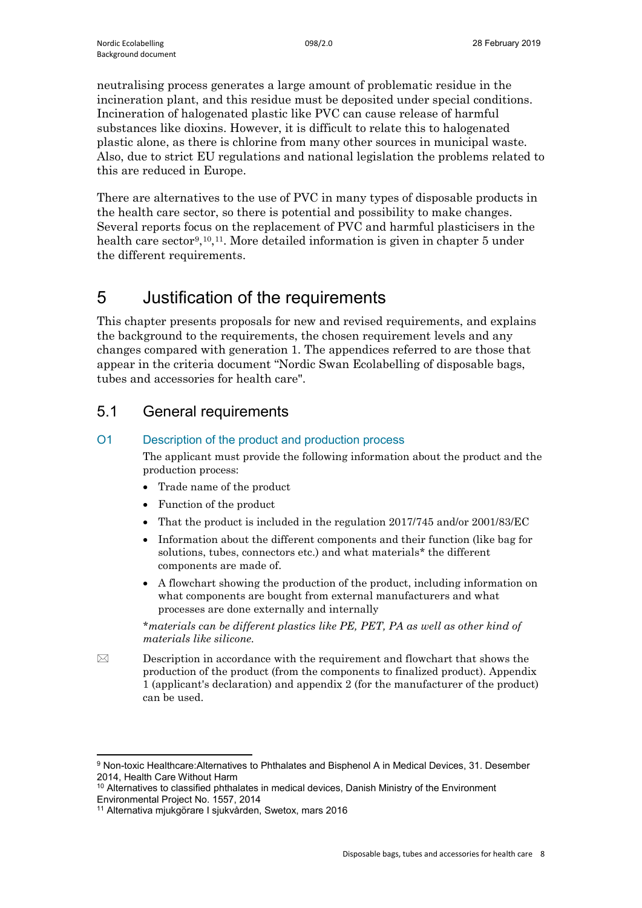neutralising process generates a large amount of problematic residue in the incineration plant, and this residue must be deposited under special conditions. Incineration of halogenated plastic like PVC can cause release of harmful substances like dioxins. However, it is difficult to relate this to halogenated plastic alone, as there is chlorine from many other sources in municipal waste. Also, due to strict EU regulations and national legislation the problems related to this are reduced in Europe.

There are alternatives to the use of PVC in many types of disposable products in the health care sector, so there is potential and possibility to make changes. Several reports focus on the replacement of PVC and harmful plasticisers in the health care sector[9],[10],[11]. More detailed information is given in chapter 5 under the different requirements.

# 5 Justification of the requirements

This chapter presents proposals for new and revised requirements, and explains the background to the requirements, the chosen requirement levels and any changes compared with generation 1. The appendices referred to are those that appear in the criteria document "Nordic Swan Ecolabelling of disposable bags, tubes and accessories for health care".

## 5.1 General requirements

### O1 Description of the product and production process

The applicant must provide the following information about the product and the production process:

- Trade name of the product
- Function of the product
- That the product is included in the regulation 2017/745 and/or 2001/83/EC
- Information about the different components and their function (like bag for solutions, tubes, connectors etc.) and what materials* the different components are made of.
- A flowchart showing the production of the product, including information on what components are bought from external manufacturers and what processes are done externally and internally

*\*materials can be different plastics like PE, PET, PA as well as other kind of materials like silicone.*

✉ Description in accordance with the requirement and flowchart that shows the production of the product (from the components to finalized product). Appendix 1 (applicant's declaration) and appendix 2 (for the manufacturer of the product) can be used.

---

[9] Non-toxic Healthcare:Alternatives to Phthalates and Bisphenol A in Medical Devices, 31. Desember 2014, Health Care Without Harm

[10] Alternatives to classified phthalates in medical devices, Danish Ministry of the Environment Environmental Project No. 1557, 2014

[11] Alternativa mjukgörare I sjukvården, Swetox, mars 2016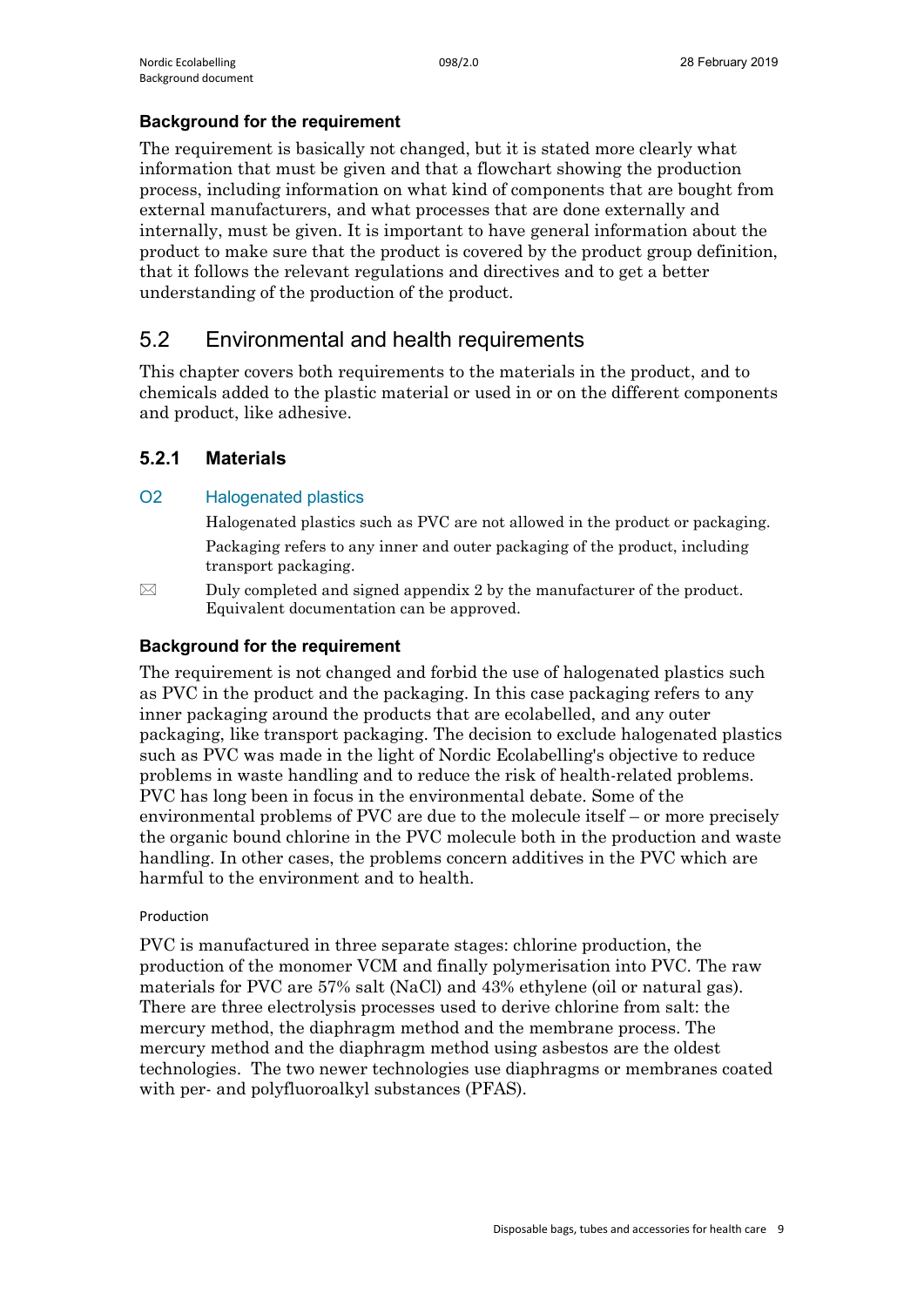### Background for the requirement

The requirement is basically not changed, but it is stated more clearly what information that must be given and that a flowchart showing the production process, including information on what kind of components that are bought from external manufacturers, and what processes that are done externally and internally, must be given. It is important to have general information about the product to make sure that the product is covered by the product group definition, that it follows the relevant regulations and directives and to get a better understanding of the production of the product.

## 5.2 Environmental and health requirements

This chapter covers both requirements to the materials in the product, and to chemicals added to the plastic material or used in or on the different components and product, like adhesive.

### 5.2.1 Materials

#### O2 Halogenated plastics

Halogenated plastics such as PVC are not allowed in the product or packaging.

Packaging refers to any inner and outer packaging of the product, including transport packaging.

⊠ Duly completed and signed appendix 2 by the manufacturer of the product. Equivalent documentation can be approved.

### Background for the requirement

The requirement is not changed and forbid the use of halogenated plastics such as PVC in the product and the packaging. In this case packaging refers to any inner packaging around the products that are ecolabelled, and any outer packaging, like transport packaging. The decision to exclude halogenated plastics such as PVC was made in the light of Nordic Ecolabelling's objective to reduce problems in waste handling and to reduce the risk of health-related problems. PVC has long been in focus in the environmental debate. Some of the environmental problems of PVC are due to the molecule itself – or more precisely the organic bound chlorine in the PVC molecule both in the production and waste handling. In other cases, the problems concern additives in the PVC which are harmful to the environment and to health.

Production

PVC is manufactured in three separate stages: chlorine production, the production of the monomer VCM and finally polymerisation into PVC. The raw materials for PVC are 57% salt (NaCl) and 43% ethylene (oil or natural gas). There are three electrolysis processes used to derive chlorine from salt: the mercury method, the diaphragm method and the membrane process. The mercury method and the diaphragm method using asbestos are the oldest technologies. The two newer technologies use diaphragms or membranes coated with per- and polyfluoroalkyl substances (PFAS).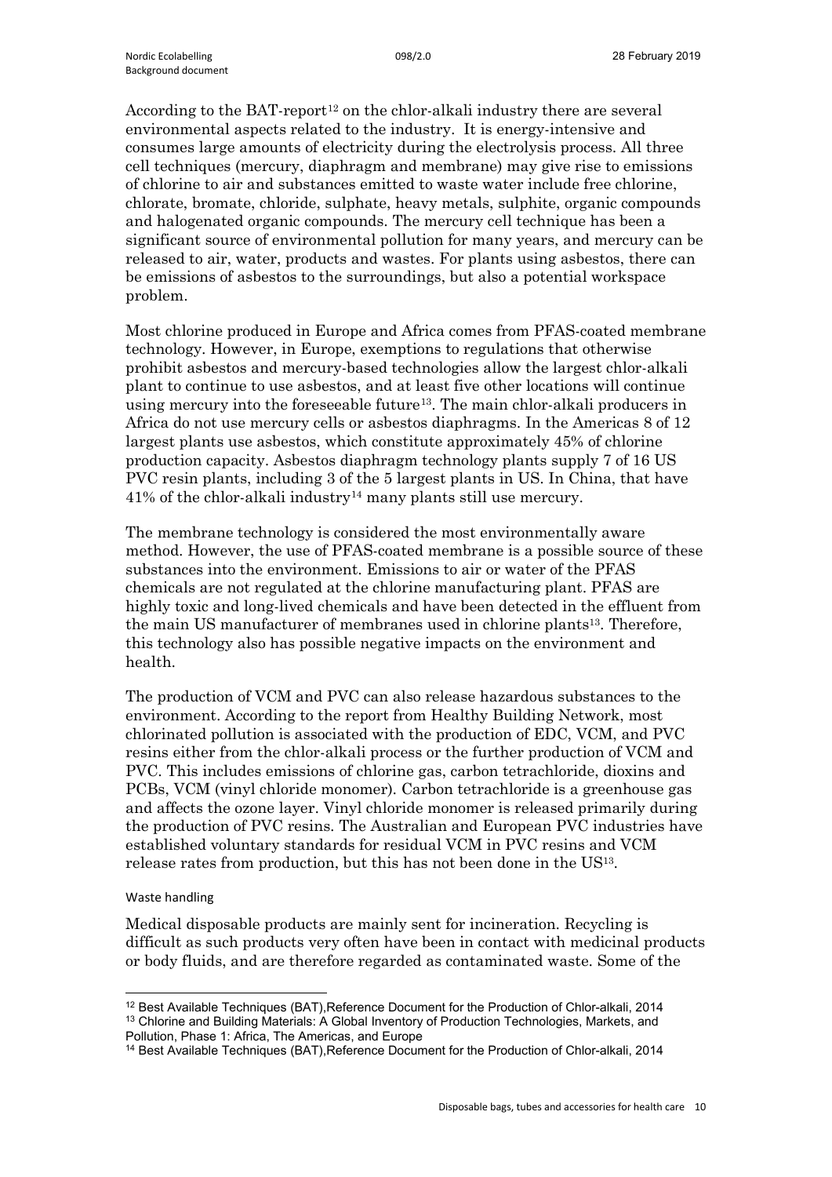According to the BAT-report[12] on the chlor-alkali industry there are several environmental aspects related to the industry. It is energy-intensive and consumes large amounts of electricity during the electrolysis process. All three cell techniques (mercury, diaphragm and membrane) may give rise to emissions of chlorine to air and substances emitted to waste water include free chlorine, chlorate, bromate, chloride, sulphate, heavy metals, sulphite, organic compounds and halogenated organic compounds. The mercury cell technique has been a significant source of environmental pollution for many years, and mercury can be released to air, water, products and wastes. For plants using asbestos, there can be emissions of asbestos to the surroundings, but also a potential workspace problem.

Most chlorine produced in Europe and Africa comes from PFAS-coated membrane technology. However, in Europe, exemptions to regulations that otherwise prohibit asbestos and mercury-based technologies allow the largest chlor-alkali plant to continue to use asbestos, and at least five other locations will continue using mercury into the foreseeable future[13]. The main chlor-alkali producers in Africa do not use mercury cells or asbestos diaphragms. In the Americas 8 of 12 largest plants use asbestos, which constitute approximately 45% of chlorine production capacity. Asbestos diaphragm technology plants supply 7 of 16 US PVC resin plants, including 3 of the 5 largest plants in US. In China, that have 41% of the chlor-alkali industry[14] many plants still use mercury.

The membrane technology is considered the most environmentally aware method. However, the use of PFAS-coated membrane is a possible source of these substances into the environment. Emissions to air or water of the PFAS chemicals are not regulated at the chlorine manufacturing plant. PFAS are highly toxic and long-lived chemicals and have been detected in the effluent from the main US manufacturer of membranes used in chlorine plants[13]. Therefore, this technology also has possible negative impacts on the environment and health.

The production of VCM and PVC can also release hazardous substances to the environment. According to the report from Healthy Building Network, most chlorinated pollution is associated with the production of EDC, VCM, and PVC resins either from the chlor-alkali process or the further production of VCM and PVC. This includes emissions of chlorine gas, carbon tetrachloride, dioxins and PCBs, VCM (vinyl chloride monomer). Carbon tetrachloride is a greenhouse gas and affects the ozone layer. Vinyl chloride monomer is released primarily during the production of PVC resins. The Australian and European PVC industries have established voluntary standards for residual VCM in PVC resins and VCM release rates from production, but this has not been done in the US[13].

#### Waste handling

Medical disposable products are mainly sent for incineration. Recycling is difficult as such products very often have been in contact with medicinal products or body fluids, and are therefore regarded as contaminated waste. Some of the

---

[12] Best Available Techniques (BAT),Reference Document for the Production of Chlor-alkali, 2014

[13] Chlorine and Building Materials: A Global Inventory of Production Technologies, Markets, and Pollution, Phase 1: Africa, The Americas, and Europe

[14] Best Available Techniques (BAT),Reference Document for the Production of Chlor-alkali, 2014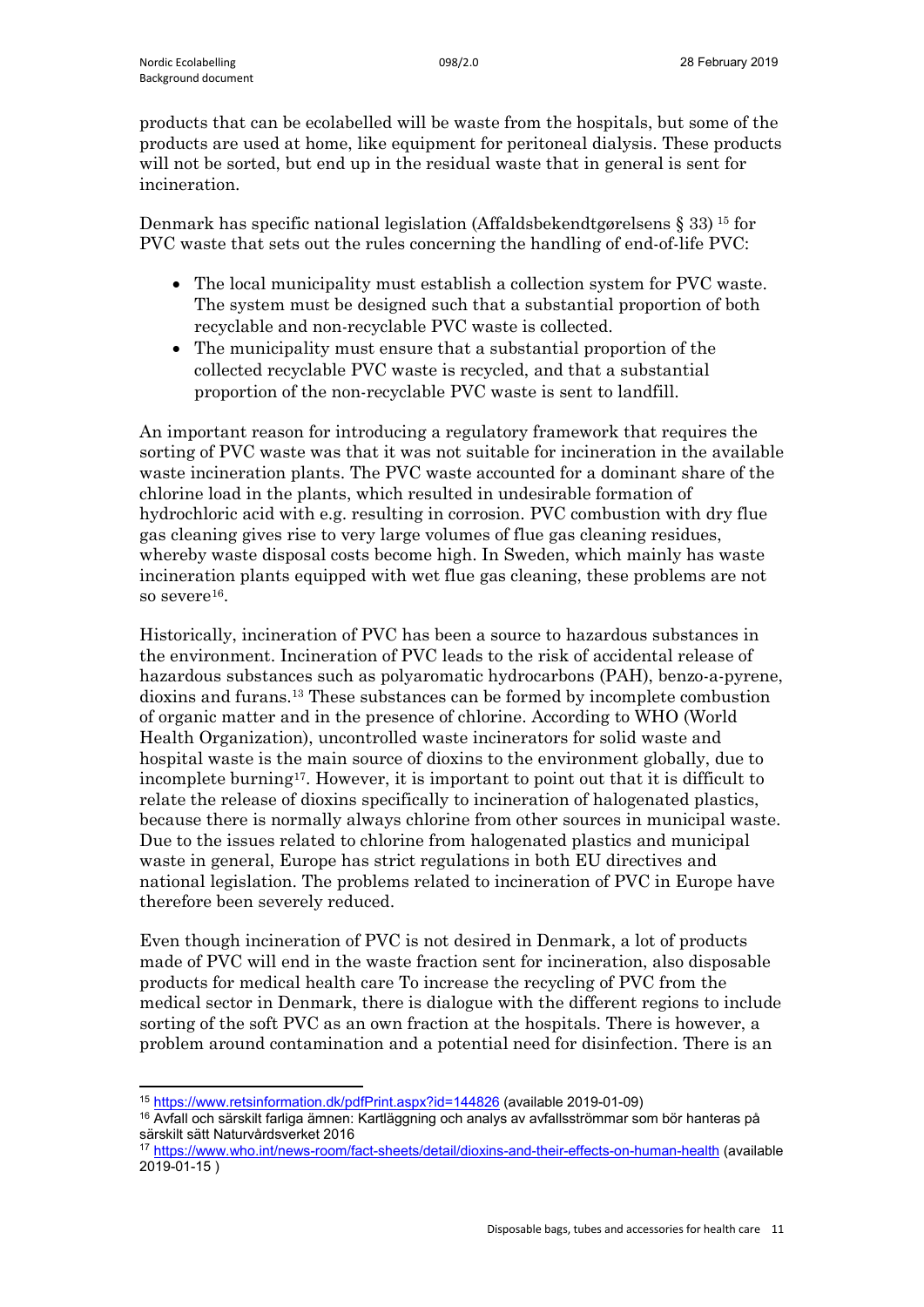products that can be ecolabelled will be waste from the hospitals, but some of the products are used at home, like equipment for peritoneal dialysis. These products will not be sorted, but end up in the residual waste that in general is sent for incineration.

Denmark has specific national legislation (Affaldsbekendtgørelsens § 33) [15] for PVC waste that sets out the rules concerning the handling of end-of-life PVC:

- The local municipality must establish a collection system for PVC waste. The system must be designed such that a substantial proportion of both recyclable and non-recyclable PVC waste is collected.
- The municipality must ensure that a substantial proportion of the collected recyclable PVC waste is recycled, and that a substantial proportion of the non-recyclable PVC waste is sent to landfill.

An important reason for introducing a regulatory framework that requires the sorting of PVC waste was that it was not suitable for incineration in the available waste incineration plants. The PVC waste accounted for a dominant share of the chlorine load in the plants, which resulted in undesirable formation of hydrochloric acid with e.g. resulting in corrosion. PVC combustion with dry flue gas cleaning gives rise to very large volumes of flue gas cleaning residues, whereby waste disposal costs become high. In Sweden, which mainly has waste incineration plants equipped with wet flue gas cleaning, these problems are not so severe[16].

Historically, incineration of PVC has been a source to hazardous substances in the environment. Incineration of PVC leads to the risk of accidental release of hazardous substances such as polyaromatic hydrocarbons (PAH), benzo-a-pyrene, dioxins and furans.[13] These substances can be formed by incomplete combustion of organic matter and in the presence of chlorine. According to WHO (World Health Organization), uncontrolled waste incinerators for solid waste and hospital waste is the main source of dioxins to the environment globally, due to incomplete burning[17]. However, it is important to point out that it is difficult to relate the release of dioxins specifically to incineration of halogenated plastics, because there is normally always chlorine from other sources in municipal waste. Due to the issues related to chlorine from halogenated plastics and municipal waste in general, Europe has strict regulations in both EU directives and national legislation. The problems related to incineration of PVC in Europe have therefore been severely reduced.

Even though incineration of PVC is not desired in Denmark, a lot of products made of PVC will end in the waste fraction sent for incineration, also disposable products for medical health care To increase the recycling of PVC from the medical sector in Denmark, there is dialogue with the different regions to include sorting of the soft PVC as an own fraction at the hospitals. There is however, a problem around contamination and a potential need for disinfection. There is an

---

[15] https://www.retsinformation.dk/pdfPrint.aspx?id=144826 (available 2019-01-09)

[16] Avfall och särskilt farliga ämnen: Kartläggning och analys av avfallsströmmar som bör hanteras på särskilt sätt Naturvårdsverket 2016

[17] https://www.who.int/news-room/fact-sheets/detail/dioxins-and-their-effects-on-human-health (available 2019-01-15 )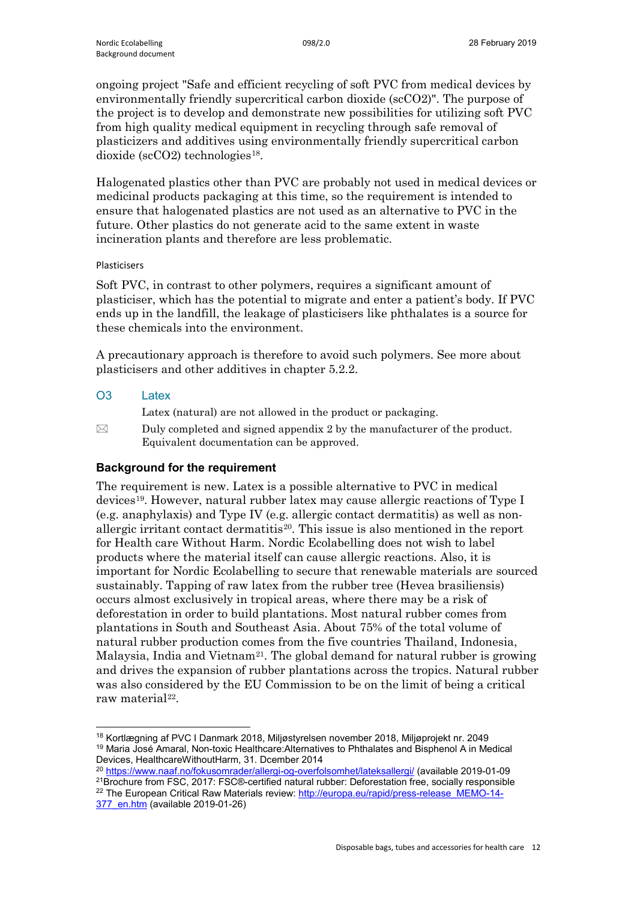ongoing project "Safe and efficient recycling of soft PVC from medical devices by environmentally friendly supercritical carbon dioxide (scCO2)". The purpose of the project is to develop and demonstrate new possibilities for utilizing soft PVC from high quality medical equipment in recycling through safe removal of plasticizers and additives using environmentally friendly supercritical carbon dioxide (scCO2) technologies[18].

Halogenated plastics other than PVC are probably not used in medical devices or medicinal products packaging at this time, so the requirement is intended to ensure that halogenated plastics are not used as an alternative to PVC in the future. Other plastics do not generate acid to the same extent in waste incineration plants and therefore are less problematic.

Plasticisers

Soft PVC, in contrast to other polymers, requires a significant amount of plasticiser, which has the potential to migrate and enter a patient's body. If PVC ends up in the landfill, the leakage of plasticisers like phthalates is a source for these chemicals into the environment.

A precautionary approach is therefore to avoid such polymers. See more about plasticisers and other additives in chapter 5.2.2.

## O3 Latex

Latex (natural) are not allowed in the product or packaging.

✉ Duly completed and signed appendix 2 by the manufacturer of the product. Equivalent documentation can be approved.

### Background for the requirement

The requirement is new. Latex is a possible alternative to PVC in medical devices[19]. However, natural rubber latex may cause allergic reactions of Type I (e.g. anaphylaxis) and Type IV (e.g. allergic contact dermatitis) as well as non-allergic irritant contact dermatitis[20]. This issue is also mentioned in the report for Health care Without Harm. Nordic Ecolabelling does not wish to label products where the material itself can cause allergic reactions. Also, it is important for Nordic Ecolabelling to secure that renewable materials are sourced sustainably. Tapping of raw latex from the rubber tree (Hevea brasiliensis) occurs almost exclusively in tropical areas, where there may be a risk of deforestation in order to build plantations. Most natural rubber comes from plantations in South and Southeast Asia. About 75% of the total volume of natural rubber production comes from the five countries Thailand, Indonesia, Malaysia, India and Vietnam[21]. The global demand for natural rubber is growing and drives the expansion of rubber plantations across the tropics. Natural rubber was also considered by the EU Commission to be on the limit of being a critical raw material[22].

---

[18] Kortlægning af PVC I Danmark 2018, Miljøstyrelsen november 2018, Miljøprojekt nr. 2049

[19] Maria José Amaral, Non-toxic Healthcare:Alternatives to Phthalates and Bisphenol A in Medical Devices, HealthcareWithoutHarm, 31. Dcember 2014

[20] https://www.naaf.no/fokusomrader/allergi-og-overfolsomhet/lateksallergi/ (available 2019-01-09

[21] Brochure from FSC, 2017: FSC®-certified natural rubber: Deforestation free, socially responsible

[22] The European Critical Raw Materials review: http://europa.eu/rapid/press-release_MEMO-14-377_en.htm (available 2019-01-26)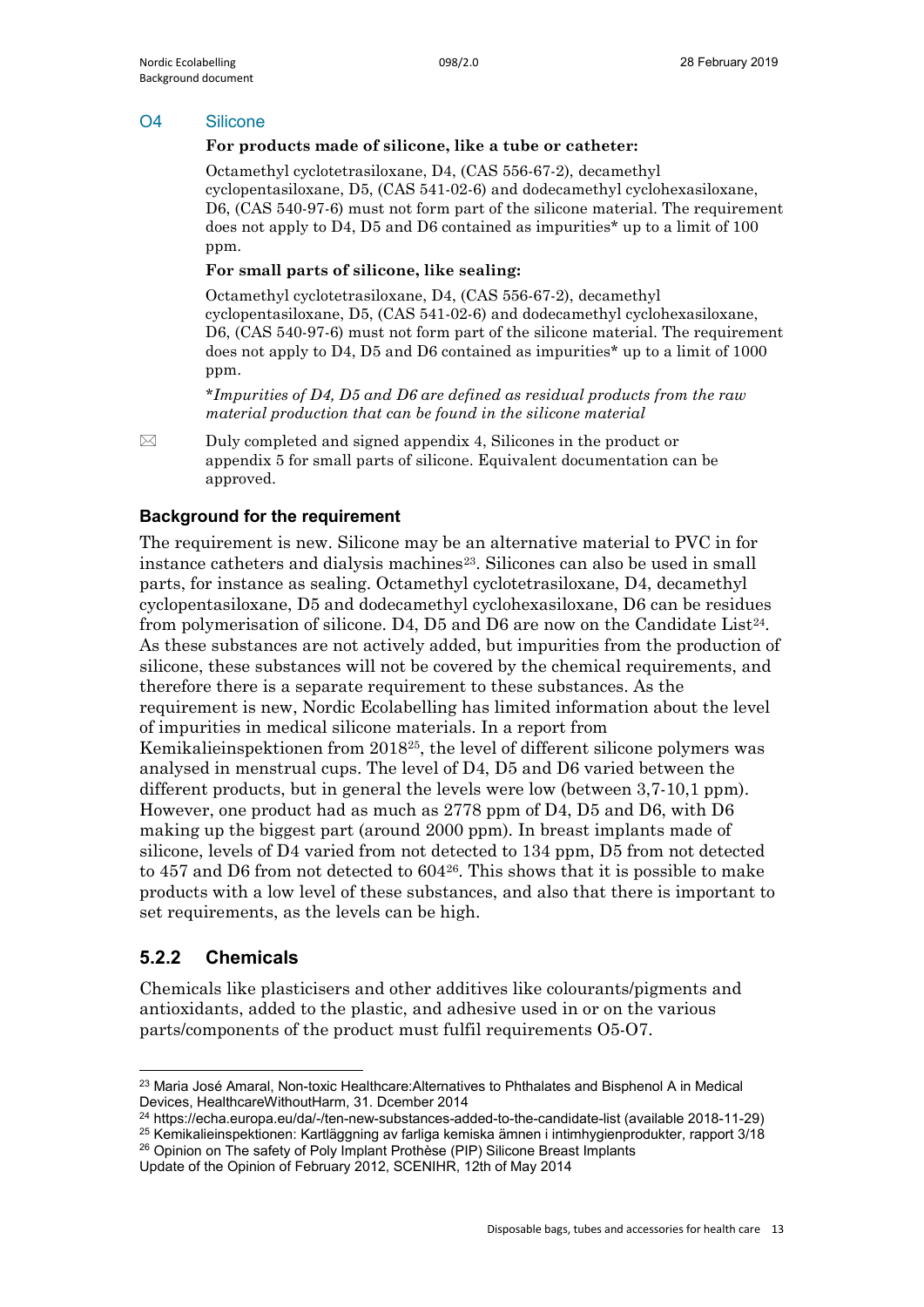### O4 Silicone

**For products made of silicone, like a tube or catheter:**

Octamethyl cyclotetrasiloxane, D4, (CAS 556-67-2), decamethyl cyclopentasiloxane, D5, (CAS 541-02-6) and dodecamethyl cyclohexasiloxane, D6, (CAS 540-97-6) must not form part of the silicone material. The requirement does not apply to D4, D5 and D6 contained as impurities* up to a limit of 100 ppm.

**For small parts of silicone, like sealing:**

Octamethyl cyclotetrasiloxane, D4, (CAS 556-67-2), decamethyl cyclopentasiloxane, D5, (CAS 541-02-6) and dodecamethyl cyclohexasiloxane, D6, (CAS 540-97-6) must not form part of the silicone material. The requirement does not apply to D4, D5 and D6 contained as impurities* up to a limit of 1000 ppm.

*\*Impurities of D4, D5 and D6 are defined as residual products from the raw material production that can be found in the silicone material*

✉ Duly completed and signed appendix 4, Silicones in the product or appendix 5 for small parts of silicone. Equivalent documentation can be approved.

#### Background for the requirement

The requirement is new. Silicone may be an alternative material to PVC in for instance catheters and dialysis machines[23]. Silicones can also be used in small parts, for instance as sealing. Octamethyl cyclotetrasiloxane, D4, decamethyl cyclopentasiloxane, D5 and dodecamethyl cyclohexasiloxane, D6 can be residues from polymerisation of silicone. D4, D5 and D6 are now on the Candidate List[24]. As these substances are not actively added, but impurities from the production of silicone, these substances will not be covered by the chemical requirements, and therefore there is a separate requirement to these substances. As the requirement is new, Nordic Ecolabelling has limited information about the level of impurities in medical silicone materials. In a report from Kemikalieinspektionen from 2018[25], the level of different silicone polymers was analysed in menstrual cups. The level of D4, D5 and D6 varied between the different products, but in general the levels were low (between 3,7-10,1 ppm). However, one product had as much as 2778 ppm of D4, D5 and D6, with D6 making up the biggest part (around 2000 ppm). In breast implants made of silicone, levels of D4 varied from not detected to 134 ppm, D5 from not detected to 457 and D6 from not detected to 604[26]. This shows that it is possible to make products with a low level of these substances, and also that there is important to set requirements, as the levels can be high.

## 5.2.2 Chemicals

Chemicals like plasticisers and other additives like colourants/pigments and antioxidants, added to the plastic, and adhesive used in or on the various parts/components of the product must fulfil requirements O5-O7.

---

[23] Maria José Amaral, Non-toxic Healthcare:Alternatives to Phthalates and Bisphenol A in Medical Devices, HealthcareWithoutHarm, 31. Dcember 2014

[24] https://echa.europa.eu/da/-/ten-new-substances-added-to-the-candidate-list (available 2018-11-29)

[25] Kemikalieinspektionen: Kartläggning av farliga kemiska ämnen i intimhygienprodukter, rapport 3/18

[26] Opinion on The safety of Poly Implant Prothèse (PIP) Silicone Breast Implants Update of the Opinion of February 2012, SCENIHR, 12th of May 2014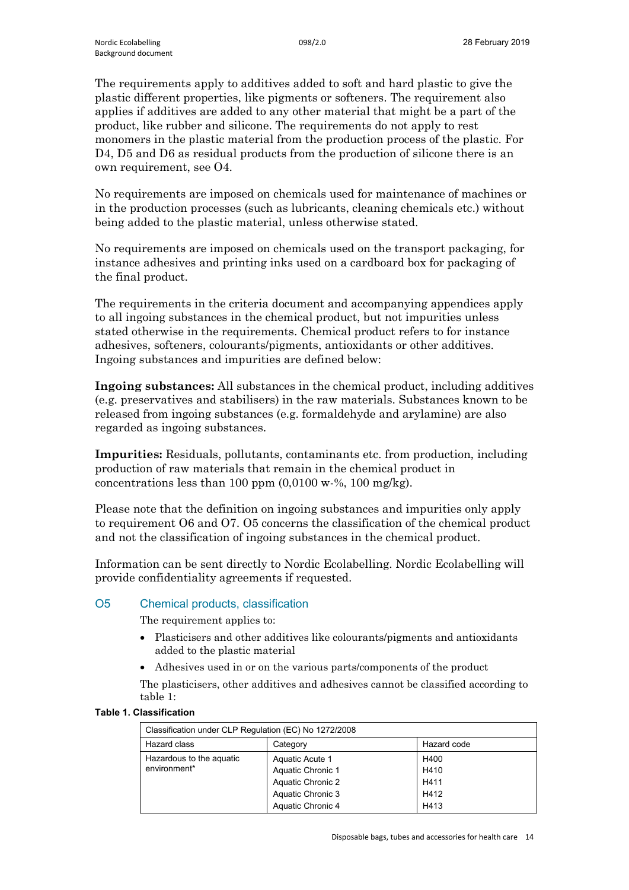The requirements apply to additives added to soft and hard plastic to give the plastic different properties, like pigments or softeners. The requirement also applies if additives are added to any other material that might be a part of the product, like rubber and silicone. The requirements do not apply to rest monomers in the plastic material from the production process of the plastic. For D4, D5 and D6 as residual products from the production of silicone there is an own requirement, see O4.

No requirements are imposed on chemicals used for maintenance of machines or in the production processes (such as lubricants, cleaning chemicals etc.) without being added to the plastic material, unless otherwise stated.

No requirements are imposed on chemicals used on the transport packaging, for instance adhesives and printing inks used on a cardboard box for packaging of the final product.

The requirements in the criteria document and accompanying appendices apply to all ingoing substances in the chemical product, but not impurities unless stated otherwise in the requirements. Chemical product refers to for instance adhesives, softeners, colourants/pigments, antioxidants or other additives. Ingoing substances and impurities are defined below:

**Ingoing substances:** All substances in the chemical product, including additives (e.g. preservatives and stabilisers) in the raw materials. Substances known to be released from ingoing substances (e.g. formaldehyde and arylamine) are also regarded as ingoing substances.

**Impurities:** Residuals, pollutants, contaminants etc. from production, including production of raw materials that remain in the chemical product in concentrations less than 100 ppm (0,0100 w-%, 100 mg/kg).

Please note that the definition on ingoing substances and impurities only apply to requirement O6 and O7. O5 concerns the classification of the chemical product and not the classification of ingoing substances in the chemical product.

Information can be sent directly to Nordic Ecolabelling. Nordic Ecolabelling will provide confidentiality agreements if requested.

## O5 Chemical products, classification

The requirement applies to:

- Plasticisers and other additives like colourants/pigments and antioxidants added to the plastic material
- Adhesives used in or on the various parts/components of the product

The plasticisers, other additives and adhesives cannot be classified according to table 1:

**Table 1. Classification**

| Classification under CLP Regulation (EC) No 1272/2008 | | |
|---|---|---|
| Hazard class | Category | Hazard code |
| Hazardous to the aquatic environment* | Aquatic Acute 1<br>Aquatic Chronic 1<br>Aquatic Chronic 2<br>Aquatic Chronic 3<br>Aquatic Chronic 4 | H400<br>H410<br>H411<br>H412<br>H413 |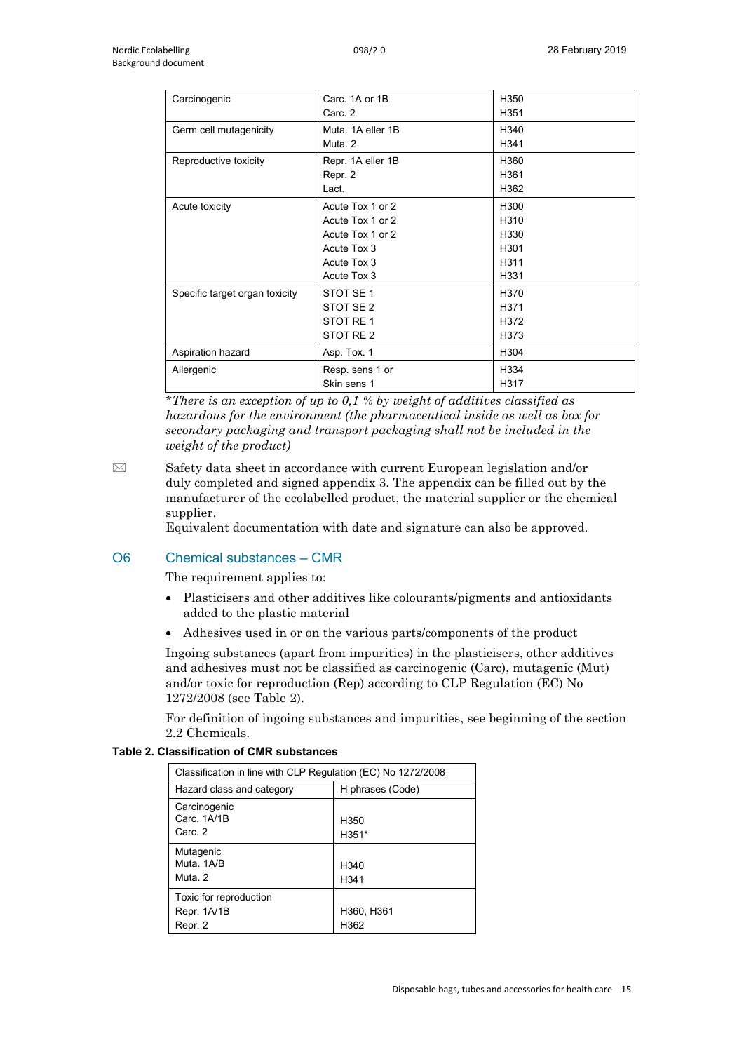| Carcinogenic | Carc. 1A or 1B<br>Carc. 2 | H350<br>H351 |
|---|---|---|
| Germ cell mutagenicity | Muta. 1A eller 1B<br>Muta. 2 | H340<br>H341 |
| Reproductive toxicity | Repr. 1A eller 1B<br>Repr. 2<br>Lact. | H360<br>H361<br>H362 |
| Acute toxicity | Acute Tox 1 or 2<br>Acute Tox 1 or 2<br>Acute Tox 1 or 2<br>Acute Tox 3<br>Acute Tox 3<br>Acute Tox 3 | H300<br>H310<br>H330<br>H301<br>H311<br>H331 |
| Specific target organ toxicity | STOT SE 1<br>STOT SE 2<br>STOT RE 1<br>STOT RE 2 | H370<br>H371<br>H372<br>H373 |
| Aspiration hazard | Asp. Tox. 1 | H304 |
| Allergenic | Resp. sens 1 or<br>Skin sens 1 | H334<br>H317 |

*\*There is an exception of up to 0,1 % by weight of additives classified as hazardous for the environment (the pharmaceutical inside as well as box for secondary packaging and transport packaging shall not be included in the weight of the product)*

✉ Safety data sheet in accordance with current European legislation and/or duly completed and signed appendix 3. The appendix can be filled out by the manufacturer of the ecolabelled product, the material supplier or the chemical supplier.
Equivalent documentation with date and signature can also be approved.

## O6 Chemical substances – CMR

The requirement applies to:

- Plasticisers and other additives like colourants/pigments and antioxidants added to the plastic material
- Adhesives used in or on the various parts/components of the product

Ingoing substances (apart from impurities) in the plasticisers, other additives and adhesives must not be classified as carcinogenic (Carc), mutagenic (Mut) and/or toxic for reproduction (Rep) according to CLP Regulation (EC) No 1272/2008 (see Table 2).

For definition of ingoing substances and impurities, see beginning of the section 2.2 Chemicals.

**Table 2. Classification of CMR substances**

| Classification in line with CLP Regulation (EC) No 1272/2008 | |
|---|---|
| Hazard class and category | H phrases (Code) |
| Carcinogenic<br>Carc. 1A/1B<br>Carc. 2 | <br>H350<br>H351* |
| Mutagenic<br>Muta. 1A/B<br>Muta. 2 | <br>H340<br>H341 |
| Toxic for reproduction<br>Repr. 1A/1B<br>Repr. 2 | <br>H360, H361<br>H362 |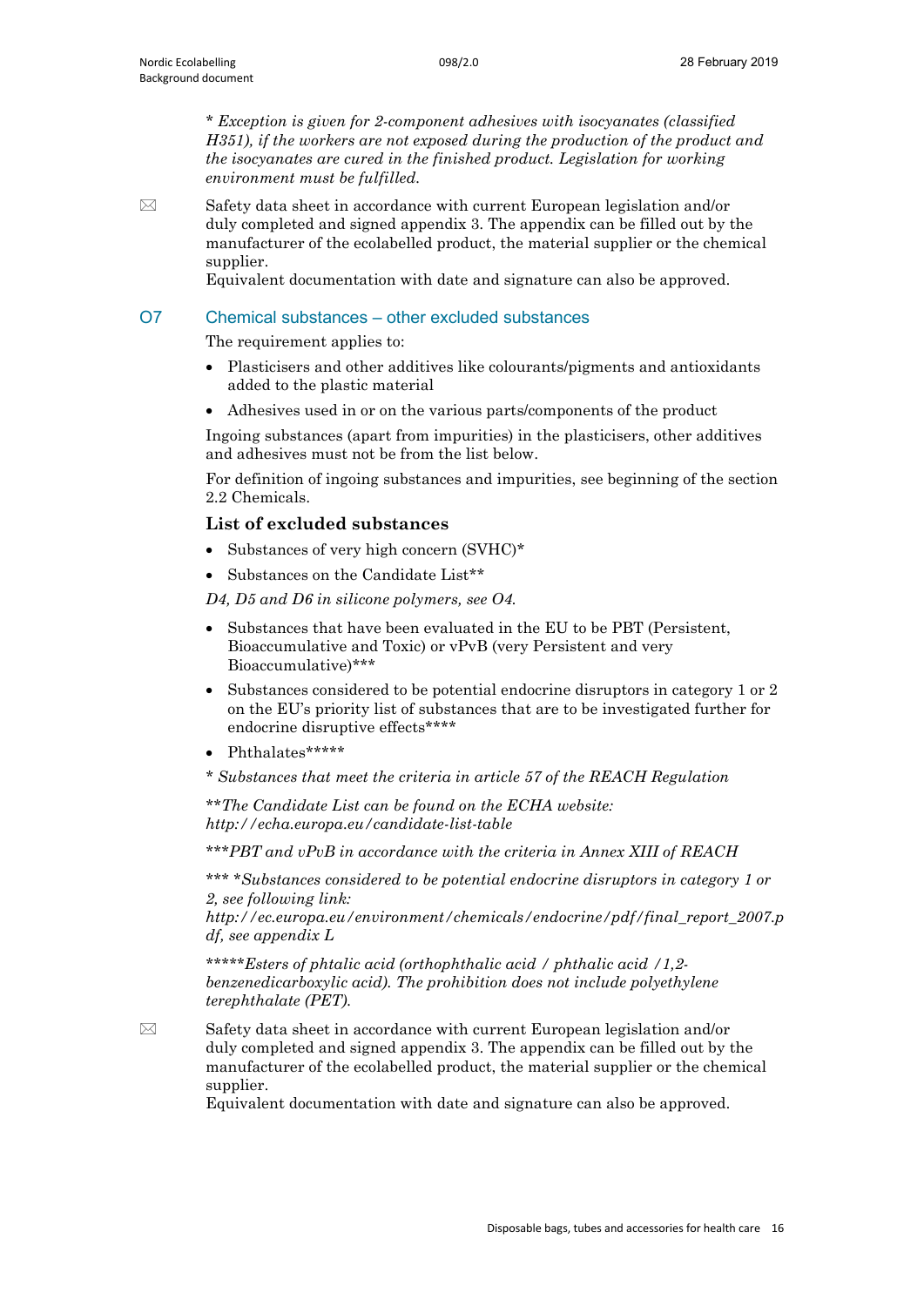*\* Exception is given for 2-component adhesives with isocyanates (classified H351), if the workers are not exposed during the production of the product and the isocyanates are cured in the finished product. Legislation for working environment must be fulfilled.*

✉ Safety data sheet in accordance with current European legislation and/or duly completed and signed appendix 3. The appendix can be filled out by the manufacturer of the ecolabelled product, the material supplier or the chemical supplier.
Equivalent documentation with date and signature can also be approved.

## O7 Chemical substances – other excluded substances

The requirement applies to:

- Plasticisers and other additives like colourants/pigments and antioxidants added to the plastic material
- Adhesives used in or on the various parts/components of the product

Ingoing substances (apart from impurities) in the plasticisers, other additives and adhesives must not be from the list below.

For definition of ingoing substances and impurities, see beginning of the section 2.2 Chemicals.

### List of excluded substances

- Substances of very high concern (SVHC)*
- Substances on the Candidate List**

*D4, D5 and D6 in silicone polymers, see O4.*

- Substances that have been evaluated in the EU to be PBT (Persistent, Bioaccumulative and Toxic) or vPvB (very Persistent and very Bioaccumulative)***
- Substances considered to be potential endocrine disruptors in category 1 or 2 on the EU's priority list of substances that are to be investigated further for endocrine disruptive effects****
- Phthalates*****

*\* Substances that meet the criteria in article 57 of the REACH Regulation*

*\*\*The Candidate List can be found on the ECHA website: http://echa.europa.eu/candidate-list-table*

*\*\*\*PBT and vPvB in accordance with the criteria in Annex XIII of REACH*

*\*\*\* \*Substances considered to be potential endocrine disruptors in category 1 or 2, see following link: http://ec.europa.eu/environment/chemicals/endocrine/pdf/final_report_2007.pdf, see appendix L*

*\*\*\*\*\*Esters of phtalic acid (orthophthalic acid / phthalic acid /1,2-benzenedicarboxylic acid). The prohibition does not include polyethylene terephthalate (PET).*

✉ Safety data sheet in accordance with current European legislation and/or duly completed and signed appendix 3. The appendix can be filled out by the manufacturer of the ecolabelled product, the material supplier or the chemical supplier.
Equivalent documentation with date and signature can also be approved.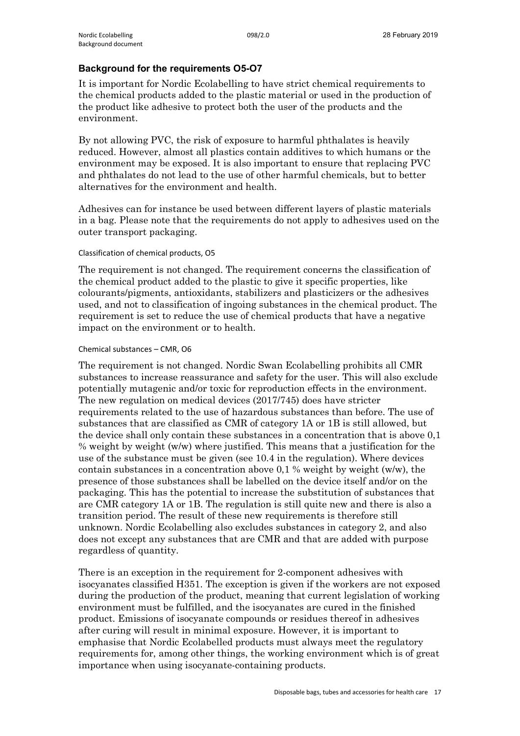### Background for the requirements O5-O7

It is important for Nordic Ecolabelling to have strict chemical requirements to the chemical products added to the plastic material or used in the production of the product like adhesive to protect both the user of the products and the environment.

By not allowing PVC, the risk of exposure to harmful phthalates is heavily reduced. However, almost all plastics contain additives to which humans or the environment may be exposed. It is also important to ensure that replacing PVC and phthalates do not lead to the use of other harmful chemicals, but to better alternatives for the environment and health.

Adhesives can for instance be used between different layers of plastic materials in a bag. Please note that the requirements do not apply to adhesives used on the outer transport packaging.

#### Classification of chemical products, O5

The requirement is not changed. The requirement concerns the classification of the chemical product added to the plastic to give it specific properties, like colourants/pigments, antioxidants, stabilizers and plasticizers or the adhesives used, and not to classification of ingoing substances in the chemical product. The requirement is set to reduce the use of chemical products that have a negative impact on the environment or to health.

#### Chemical substances – CMR, O6

The requirement is not changed. Nordic Swan Ecolabelling prohibits all CMR substances to increase reassurance and safety for the user. This will also exclude potentially mutagenic and/or toxic for reproduction effects in the environment. The new regulation on medical devices (2017/745) does have stricter requirements related to the use of hazardous substances than before. The use of substances that are classified as CMR of category 1A or 1B is still allowed, but the device shall only contain these substances in a concentration that is above 0,1 % weight by weight (w/w) where justified. This means that a justification for the use of the substance must be given (see 10.4 in the regulation). Where devices contain substances in a concentration above 0,1 % weight by weight (w/w), the presence of those substances shall be labelled on the device itself and/or on the packaging. This has the potential to increase the substitution of substances that are CMR category 1A or 1B. The regulation is still quite new and there is also a transition period. The result of these new requirements is therefore still unknown. Nordic Ecolabelling also excludes substances in category 2, and also does not except any substances that are CMR and that are added with purpose regardless of quantity.

There is an exception in the requirement for 2-component adhesives with isocyanates classified H351. The exception is given if the workers are not exposed during the production of the product, meaning that current legislation of working environment must be fulfilled, and the isocyanates are cured in the finished product. Emissions of isocyanate compounds or residues thereof in adhesives after curing will result in minimal exposure. However, it is important to emphasise that Nordic Ecolabelled products must always meet the regulatory requirements for, among other things, the working environment which is of great importance when using isocyanate-containing products.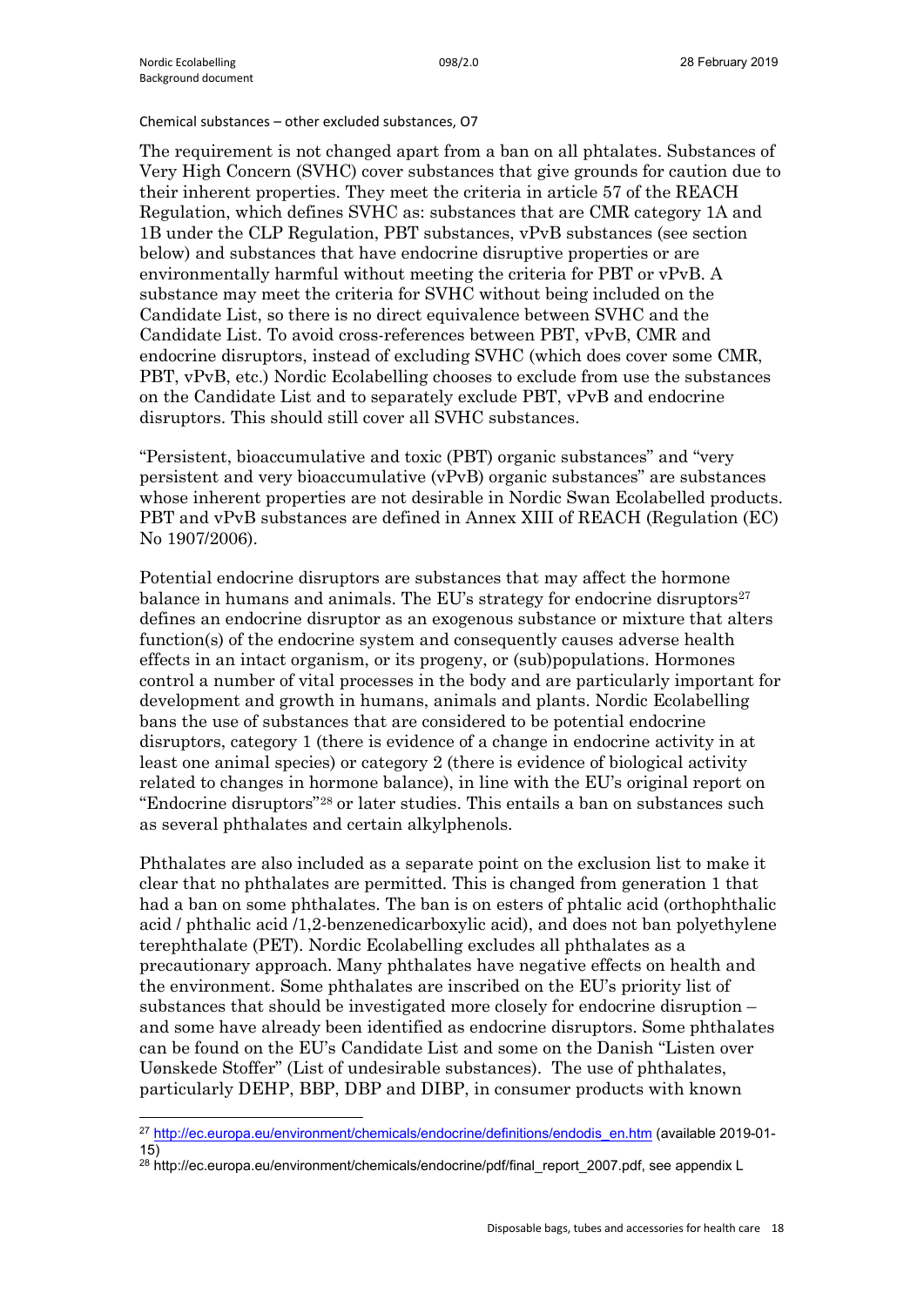Chemical substances – other excluded substances, O7

The requirement is not changed apart from a ban on all phtalates. Substances of Very High Concern (SVHC) cover substances that give grounds for caution due to their inherent properties. They meet the criteria in article 57 of the REACH Regulation, which defines SVHC as: substances that are CMR category 1A and 1B under the CLP Regulation, PBT substances, vPvB substances (see section below) and substances that have endocrine disruptive properties or are environmentally harmful without meeting the criteria for PBT or vPvB. A substance may meet the criteria for SVHC without being included on the Candidate List, so there is no direct equivalence between SVHC and the Candidate List. To avoid cross-references between PBT, vPvB, CMR and endocrine disruptors, instead of excluding SVHC (which does cover some CMR, PBT, vPvB, etc.) Nordic Ecolabelling chooses to exclude from use the substances on the Candidate List and to separately exclude PBT, vPvB and endocrine disruptors. This should still cover all SVHC substances.

"Persistent, bioaccumulative and toxic (PBT) organic substances" and "very persistent and very bioaccumulative (vPvB) organic substances" are substances whose inherent properties are not desirable in Nordic Swan Ecolabelled products. PBT and vPvB substances are defined in Annex XIII of REACH (Regulation (EC) No 1907/2006).

Potential endocrine disruptors are substances that may affect the hormone balance in humans and animals. The EU's strategy for endocrine disruptors[27] defines an endocrine disruptor as an exogenous substance or mixture that alters function(s) of the endocrine system and consequently causes adverse health effects in an intact organism, or its progeny, or (sub)populations. Hormones control a number of vital processes in the body and are particularly important for development and growth in humans, animals and plants. Nordic Ecolabelling bans the use of substances that are considered to be potential endocrine disruptors, category 1 (there is evidence of a change in endocrine activity in at least one animal species) or category 2 (there is evidence of biological activity related to changes in hormone balance), in line with the EU's original report on "Endocrine disruptors"[28] or later studies. This entails a ban on substances such as several phthalates and certain alkylphenols.

Phthalates are also included as a separate point on the exclusion list to make it clear that no phthalates are permitted. This is changed from generation 1 that had a ban on some phthalates. The ban is on esters of phtalic acid (orthophthalic acid / phthalic acid /1,2-benzenedicarboxylic acid), and does not ban polyethylene terephthalate (PET). Nordic Ecolabelling excludes all phthalates as a precautionary approach. Many phthalates have negative effects on health and the environment. Some phthalates are inscribed on the EU's priority list of substances that should be investigated more closely for endocrine disruption – and some have already been identified as endocrine disruptors. Some phthalates can be found on the EU's Candidate List and some on the Danish "Listen over Uønskede Stoffer" (List of undesirable substances). The use of phthalates, particularly DEHP, BBP, DBP and DIBP, in consumer products with known

---

[27] http://ec.europa.eu/environment/chemicals/endocrine/definitions/endodis_en.htm (available 2019-01-15)

[28] http://ec.europa.eu/environment/chemicals/endocrine/pdf/final_report_2007.pdf, see appendix L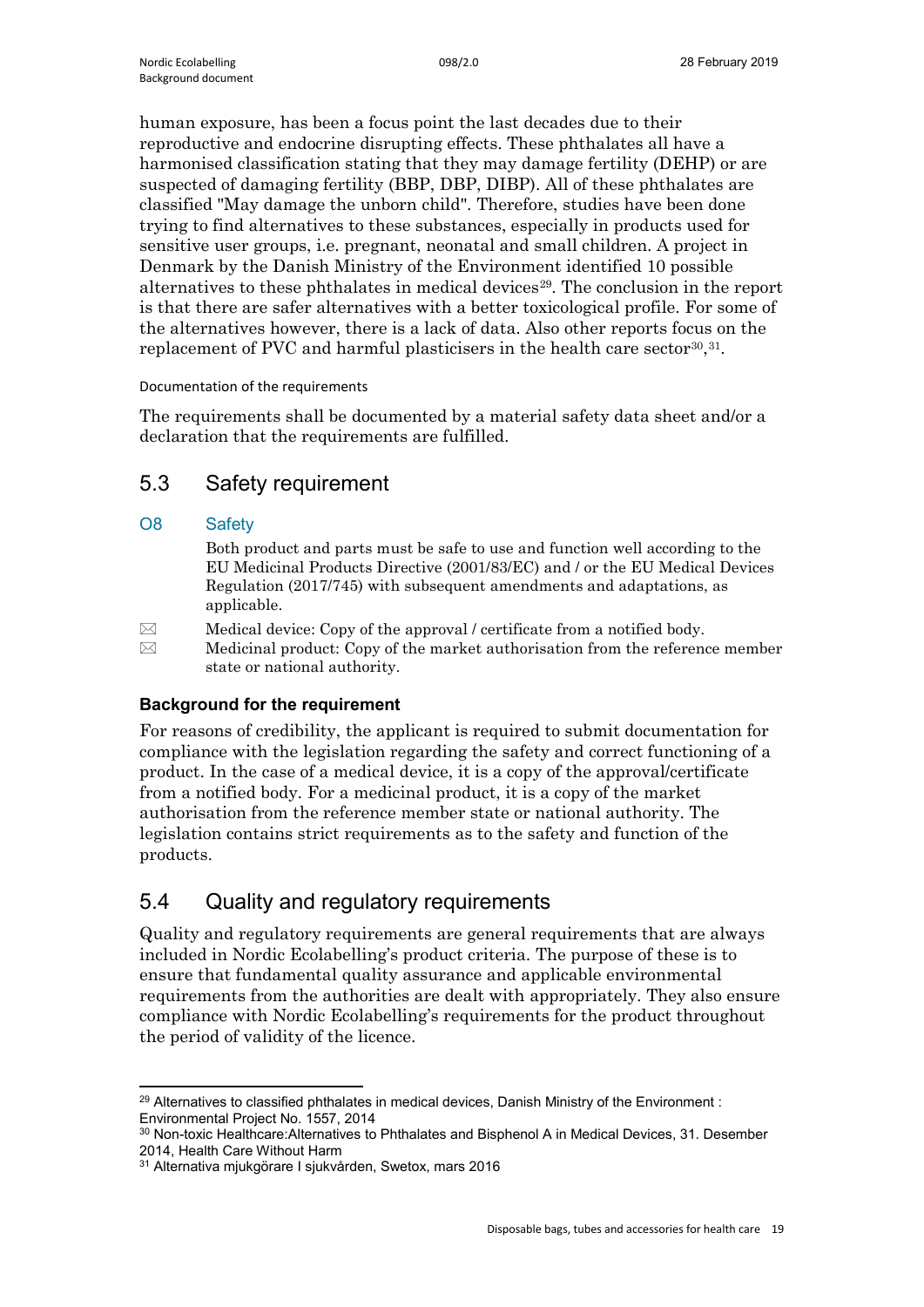human exposure, has been a focus point the last decades due to their reproductive and endocrine disrupting effects. These phthalates all have a harmonised classification stating that they may damage fertility (DEHP) or are suspected of damaging fertility (BBP, DBP, DIBP). All of these phthalates are classified "May damage the unborn child". Therefore, studies have been done trying to find alternatives to these substances, especially in products used for sensitive user groups, i.e. pregnant, neonatal and small children. A project in Denmark by the Danish Ministry of the Environment identified 10 possible alternatives to these phthalates in medical devices[29]. The conclusion in the report is that there are safer alternatives with a better toxicological profile. For some of the alternatives however, there is a lack of data. Also other reports focus on the replacement of PVC and harmful plasticisers in the health care sector[30],[31].

Documentation of the requirements

The requirements shall be documented by a material safety data sheet and/or a declaration that the requirements are fulfilled.

## 5.3 Safety requirement

### O8 Safety

Both product and parts must be safe to use and function well according to the EU Medicinal Products Directive (2001/83/EC) and / or the EU Medical Devices Regulation (2017/745) with subsequent amendments and adaptations, as applicable.

⊠ Medical device: Copy of the approval / certificate from a notified body.

⊠ Medicinal product: Copy of the market authorisation from the reference member state or national authority.

**Background for the requirement**

For reasons of credibility, the applicant is required to submit documentation for compliance with the legislation regarding the safety and correct functioning of a product. In the case of a medical device, it is a copy of the approval/certificate from a notified body. For a medicinal product, it is a copy of the market authorisation from the reference member state or national authority. The legislation contains strict requirements as to the safety and function of the products.

## 5.4 Quality and regulatory requirements

Quality and regulatory requirements are general requirements that are always included in Nordic Ecolabelling's product criteria. The purpose of these is to ensure that fundamental quality assurance and applicable environmental requirements from the authorities are dealt with appropriately. They also ensure compliance with Nordic Ecolabelling's requirements for the product throughout the period of validity of the licence.

---

[29] Alternatives to classified phthalates in medical devices, Danish Ministry of the Environment : Environmental Project No. 1557, 2014

[30] Non-toxic Healthcare:Alternatives to Phthalates and Bisphenol A in Medical Devices, 31. Desember 2014, Health Care Without Harm

[31] Alternativa mjukgörare I sjukvården, Swetox, mars 2016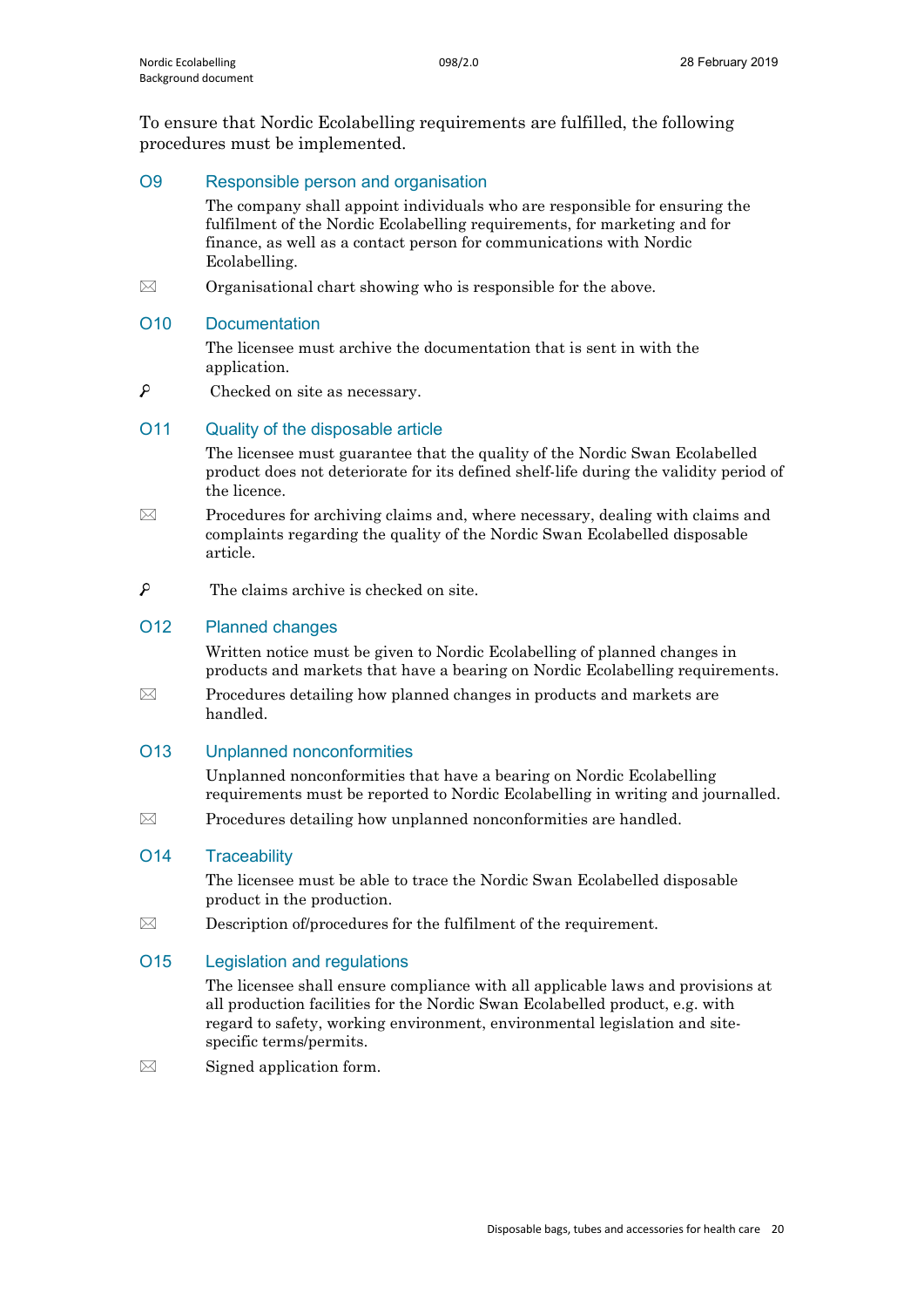To ensure that Nordic Ecolabelling requirements are fulfilled, the following procedures must be implemented.

### O9 Responsible person and organisation

The company shall appoint individuals who are responsible for ensuring the fulfilment of the Nordic Ecolabelling requirements, for marketing and for finance, as well as a contact person for communications with Nordic Ecolabelling.

✉ Organisational chart showing who is responsible for the above.

### O10 Documentation

The licensee must archive the documentation that is sent in with the application.

⚲ Checked on site as necessary.

### O11 Quality of the disposable article

The licensee must guarantee that the quality of the Nordic Swan Ecolabelled product does not deteriorate for its defined shelf-life during the validity period of the licence.

✉ Procedures for archiving claims and, where necessary, dealing with claims and complaints regarding the quality of the Nordic Swan Ecolabelled disposable article.

⚲ The claims archive is checked on site.

### O12 Planned changes

Written notice must be given to Nordic Ecolabelling of planned changes in products and markets that have a bearing on Nordic Ecolabelling requirements.

✉ Procedures detailing how planned changes in products and markets are handled.

### O13 Unplanned nonconformities

Unplanned nonconformities that have a bearing on Nordic Ecolabelling requirements must be reported to Nordic Ecolabelling in writing and journalled.

✉ Procedures detailing how unplanned nonconformities are handled.

### O14 Traceability

The licensee must be able to trace the Nordic Swan Ecolabelled disposable product in the production.

✉ Description of/procedures for the fulfilment of the requirement.

### O15 Legislation and regulations

The licensee shall ensure compliance with all applicable laws and provisions at all production facilities for the Nordic Swan Ecolabelled product, e.g. with regard to safety, working environment, environmental legislation and site-specific terms/permits.

✉ Signed application form.